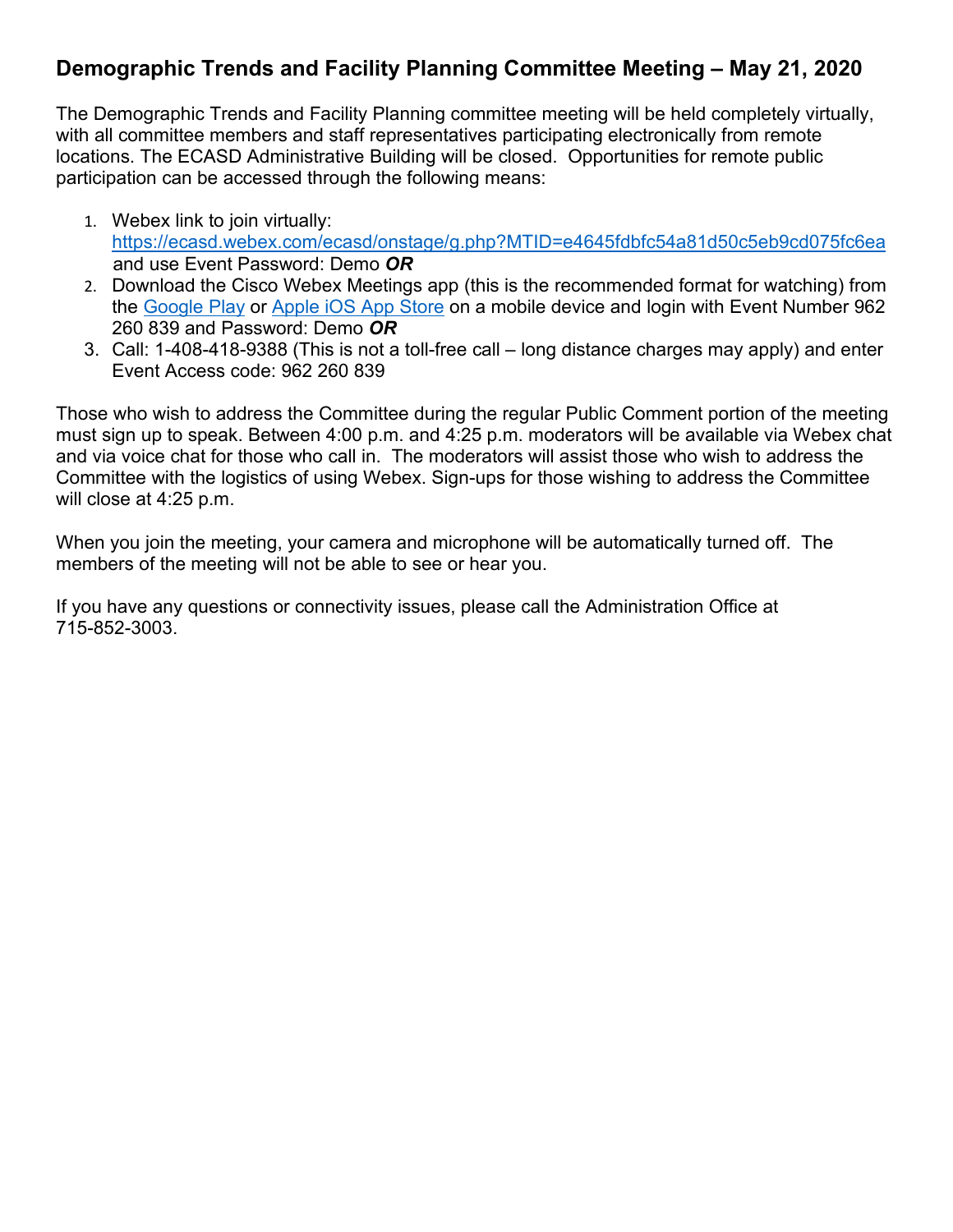# Demographic Trends and Facility Planning Committee Meeting – May 21, 2020

The Demographic Trends and Facility Planning committee meeting will be held completely virtually, with all committee members and staff representatives participating electronically from remote locations. The ECASD Administrative Building will be closed. Opportunities for remote public participation can be accessed through the following means:

1. Webex link to join virtually: https://ecasd.webex.com/ecasd/onstage/g.php?MTID=e4645fdbfc54a81d50c5eb9cd075fc6ea and use Event Password: Demo ***OR***
2. Download the Cisco Webex Meetings app (this is the recommended format for watching) from the Google Play or Apple iOS App Store on a mobile device and login with Event Number 962 260 839 and Password: Demo ***OR***
3. Call: 1-408-418-9388 (This is not a toll-free call – long distance charges may apply) and enter Event Access code: 962 260 839

Those who wish to address the Committee during the regular Public Comment portion of the meeting must sign up to speak. Between 4:00 p.m. and 4:25 p.m. moderators will be available via Webex chat and via voice chat for those who call in. The moderators will assist those who wish to address the Committee with the logistics of using Webex. Sign-ups for those wishing to address the Committee will close at 4:25 p.m.

When you join the meeting, your camera and microphone will be automatically turned off. The members of the meeting will not be able to see or hear you.

If you have any questions or connectivity issues, please call the Administration Office at 715-852-3003.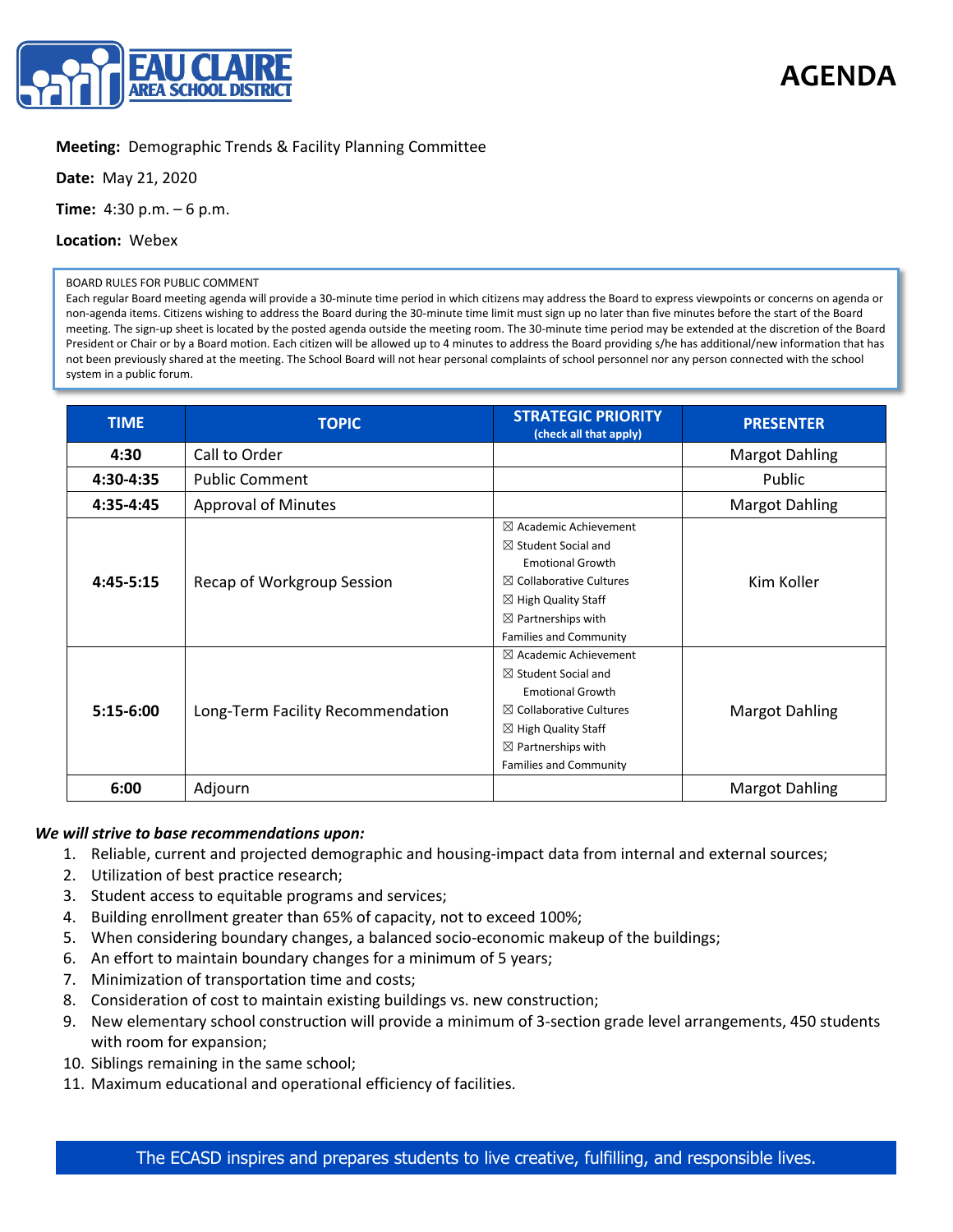# AGENDA

EAU CLAIRE AREA SCHOOL DISTRICT

**Meeting:** Demographic Trends & Facility Planning Committee

**Date:** May 21, 2020

**Time:** 4:30 p.m. – 6 p.m.

**Location:** Webex

BOARD RULES FOR PUBLIC COMMENT
Each regular Board meeting agenda will provide a 30-minute time period in which citizens may address the Board to express viewpoints or concerns on agenda or non-agenda items. Citizens wishing to address the Board during the 30-minute time limit must sign up no later than five minutes before the start of the Board meeting. The sign-up sheet is located by the posted agenda outside the meeting room. The 30-minute time period may be extended at the discretion of the Board President or Chair or by a Board motion. Each citizen will be allowed up to 4 minutes to address the Board providing s/he has additional/new information that has not been previously shared at the meeting. The School Board will not hear personal complaints of school personnel nor any person connected with the school system in a public forum.

| TIME | TOPIC | STRATEGIC PRIORITY (check all that apply) | PRESENTER |
|---|---|---|---|
| 4:30 | Call to Order | | Margot Dahling |
| 4:30-4:35 | Public Comment | | Public |
| 4:35-4:45 | Approval of Minutes | | Margot Dahling |
| 4:45-5:15 | Recap of Workgroup Session | ☒ Academic Achievement<br>☒ Student Social and Emotional Growth<br>☒ Collaborative Cultures<br>☒ High Quality Staff<br>☒ Partnerships with Families and Community | Kim Koller |
| 5:15-6:00 | Long-Term Facility Recommendation | ☒ Academic Achievement<br>☒ Student Social and Emotional Growth<br>☒ Collaborative Cultures<br>☒ High Quality Staff<br>☒ Partnerships with Families and Community | Margot Dahling |
| 6:00 | Adjourn | | Margot Dahling |

***We will strive to base recommendations upon:***

1. Reliable, current and projected demographic and housing-impact data from internal and external sources;
2. Utilization of best practice research;
3. Student access to equitable programs and services;
4. Building enrollment greater than 65% of capacity, not to exceed 100%;
5. When considering boundary changes, a balanced socio-economic makeup of the buildings;
6. An effort to maintain boundary changes for a minimum of 5 years;
7. Minimization of transportation time and costs;
8. Consideration of cost to maintain existing buildings vs. new construction;
9. New elementary school construction will provide a minimum of 3-section grade level arrangements, 450 students with room for expansion;
10. Siblings remaining in the same school;
11. Maximum educational and operational efficiency of facilities.

The ECASD inspires and prepares students to live creative, fulfilling, and responsible lives.